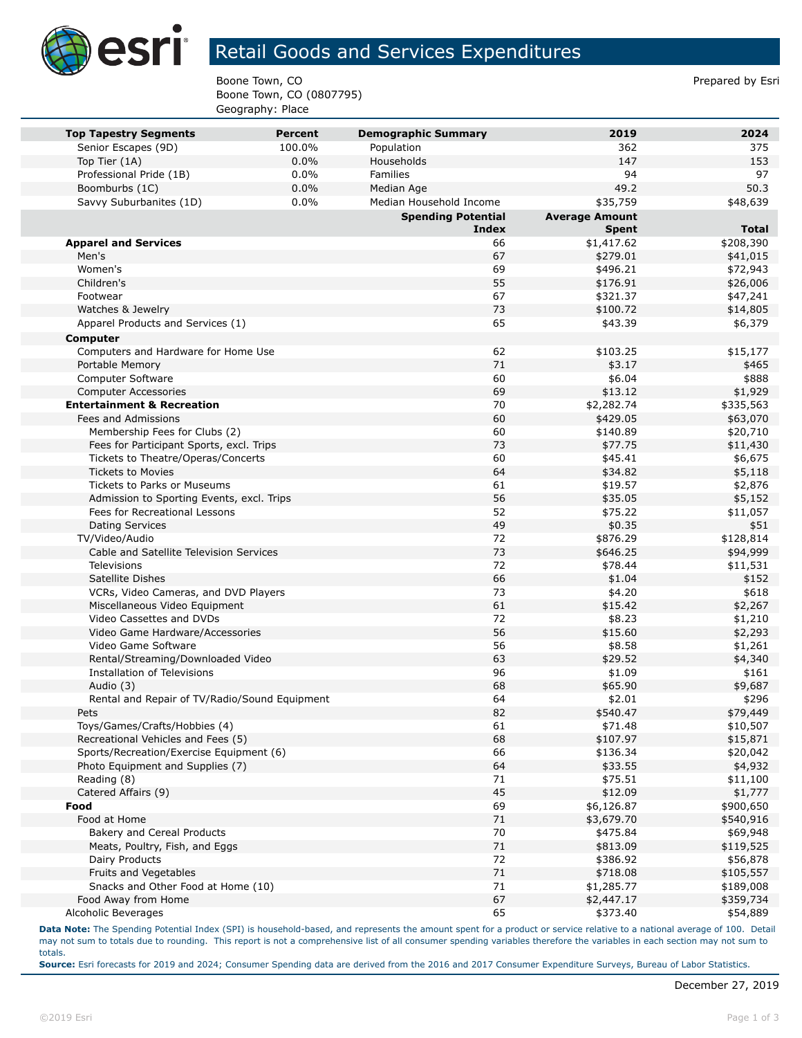# Retail Goods and Services Expenditures

Boone Town, CO
Boone Town, CO (0807795)
Geography: Place

Prepared by Esri

| Top Tapestry Segments | Percent | Demographic Summary | 2019 | 2024 |
|---|---|---|---|---|
| Senior Escapes (9D) | 100.0% | Population | 362 | 375 |
| Top Tier (1A) | 0.0% | Households | 147 | 153 |
| Professional Pride (1B) | 0.0% | Families | 94 | 97 |
| Boomburbs (1C) | 0.0% | Median Age | 49.2 | 50.3 |
| Savvy Suburbanites (1D) | 0.0% | Median Household Income | $35,759 | $48,639 |

| | Spending Potential Index | Average Amount Spent | Total |
|---|---|---|---|
| **Apparel and Services** | 66 | $1,417.62 | $208,390 |
| Men's | 67 | $279.01 | $41,015 |
| Women's | 69 | $496.21 | $72,943 |
| Children's | 55 | $176.91 | $26,006 |
| Footwear | 67 | $321.37 | $47,241 |
| Watches & Jewelry | 73 | $100.72 | $14,805 |
| Apparel Products and Services (1) | 65 | $43.39 | $6,379 |
| **Computer** | | | |
| Computers and Hardware for Home Use | 62 | $103.25 | $15,177 |
| Portable Memory | 71 | $3.17 | $465 |
| Computer Software | 60 | $6.04 | $888 |
| Computer Accessories | 69 | $13.12 | $1,929 |
| **Entertainment & Recreation** | 70 | $2,282.74 | $335,563 |
| Fees and Admissions | 60 | $429.05 | $63,070 |
| Membership Fees for Clubs (2) | 60 | $140.89 | $20,710 |
| Fees for Participant Sports, excl. Trips | 73 | $77.75 | $11,430 |
| Tickets to Theatre/Operas/Concerts | 60 | $45.41 | $6,675 |
| Tickets to Movies | 64 | $34.82 | $5,118 |
| Tickets to Parks or Museums | 61 | $19.57 | $2,876 |
| Admission to Sporting Events, excl. Trips | 56 | $35.05 | $5,152 |
| Fees for Recreational Lessons | 52 | $75.22 | $11,057 |
| Dating Services | 49 | $0.35 | $51 |
| TV/Video/Audio | 72 | $876.29 | $128,814 |
| Cable and Satellite Television Services | 73 | $646.25 | $94,999 |
| Televisions | 72 | $78.44 | $11,531 |
| Satellite Dishes | 66 | $1.04 | $152 |
| VCRs, Video Cameras, and DVD Players | 73 | $4.20 | $618 |
| Miscellaneous Video Equipment | 61 | $15.42 | $2,267 |
| Video Cassettes and DVDs | 72 | $8.23 | $1,210 |
| Video Game Hardware/Accessories | 56 | $15.60 | $2,293 |
| Video Game Software | 56 | $8.58 | $1,261 |
| Rental/Streaming/Downloaded Video | 63 | $29.52 | $4,340 |
| Installation of Televisions | 96 | $1.09 | $161 |
| Audio (3) | 68 | $65.90 | $9,687 |
| Rental and Repair of TV/Radio/Sound Equipment | 64 | $2.01 | $296 |
| Pets | 82 | $540.47 | $79,449 |
| Toys/Games/Crafts/Hobbies (4) | 61 | $71.48 | $10,507 |
| Recreational Vehicles and Fees (5) | 68 | $107.97 | $15,871 |
| Sports/Recreation/Exercise Equipment (6) | 66 | $136.34 | $20,042 |
| Photo Equipment and Supplies (7) | 64 | $33.55 | $4,932 |
| Reading (8) | 71 | $75.51 | $11,100 |
| Catered Affairs (9) | 45 | $12.09 | $1,777 |
| **Food** | 69 | $6,126.87 | $900,650 |
| Food at Home | 71 | $3,679.70 | $540,916 |
| Bakery and Cereal Products | 70 | $475.84 | $69,948 |
| Meats, Poultry, Fish, and Eggs | 71 | $813.09 | $119,525 |
| Dairy Products | 72 | $386.92 | $56,878 |
| Fruits and Vegetables | 71 | $718.08 | $105,557 |
| Snacks and Other Food at Home (10) | 71 | $1,285.77 | $189,008 |
| Food Away from Home | 67 | $2,447.17 | $359,734 |
| Alcoholic Beverages | 65 | $373.40 | $54,889 |

**Data Note:** The Spending Potential Index (SPI) is household-based, and represents the amount spent for a product or service relative to a national average of 100. Detail may not sum to totals due to rounding. This report is not a comprehensive list of all consumer spending variables therefore the variables in each section may not sum to totals.
**Source:** Esri forecasts for 2019 and 2024; Consumer Spending data are derived from the 2016 and 2017 Consumer Expenditure Surveys, Bureau of Labor Statistics.

December 27, 2019

©2019 Esri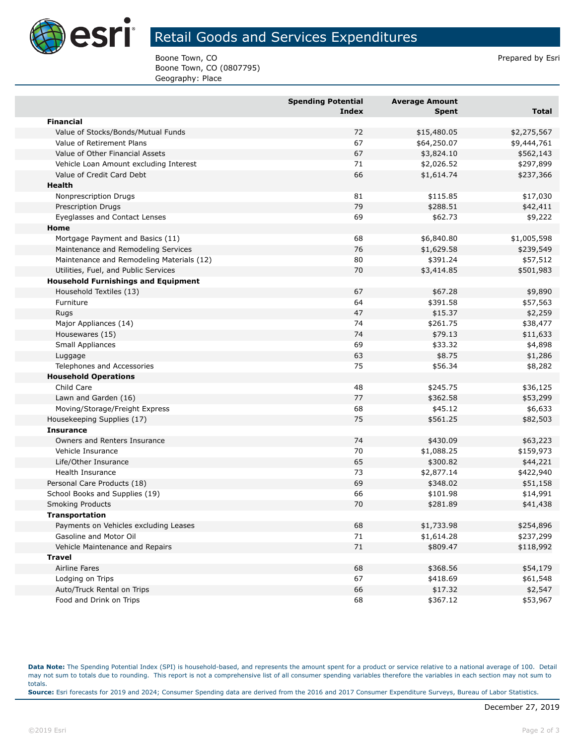# Retail Goods and Services Expenditures

Boone Town, CO
Boone Town, CO (0807795)
Geography: Place

Prepared by Esri

| | Spending Potential Index | Average Amount Spent | Total |
|---|---|---|---|
| **Financial** | | | |
| Value of Stocks/Bonds/Mutual Funds | 72 | $15,480.05 | $2,275,567 |
| Value of Retirement Plans | 67 | $64,250.07 | $9,444,761 |
| Value of Other Financial Assets | 67 | $3,824.10 | $562,143 |
| Vehicle Loan Amount excluding Interest | 71 | $2,026.52 | $297,899 |
| Value of Credit Card Debt | 66 | $1,614.74 | $237,366 |
| **Health** | | | |
| Nonprescription Drugs | 81 | $115.85 | $17,030 |
| Prescription Drugs | 79 | $288.51 | $42,411 |
| Eyeglasses and Contact Lenses | 69 | $62.73 | $9,222 |
| **Home** | | | |
| Mortgage Payment and Basics (11) | 68 | $6,840.80 | $1,005,598 |
| Maintenance and Remodeling Services | 76 | $1,629.58 | $239,549 |
| Maintenance and Remodeling Materials (12) | 80 | $391.24 | $57,512 |
| Utilities, Fuel, and Public Services | 70 | $3,414.85 | $501,983 |
| **Household Furnishings and Equipment** | | | |
| Household Textiles (13) | 67 | $67.28 | $9,890 |
| Furniture | 64 | $391.58 | $57,563 |
| Rugs | 47 | $15.37 | $2,259 |
| Major Appliances (14) | 74 | $261.75 | $38,477 |
| Housewares (15) | 74 | $79.13 | $11,633 |
| Small Appliances | 69 | $33.32 | $4,898 |
| Luggage | 63 | $8.75 | $1,286 |
| Telephones and Accessories | 75 | $56.34 | $8,282 |
| **Household Operations** | | | |
| Child Care | 48 | $245.75 | $36,125 |
| Lawn and Garden (16) | 77 | $362.58 | $53,299 |
| Moving/Storage/Freight Express | 68 | $45.12 | $6,633 |
| Housekeeping Supplies (17) | 75 | $561.25 | $82,503 |
| **Insurance** | | | |
| Owners and Renters Insurance | 74 | $430.09 | $63,223 |
| Vehicle Insurance | 70 | $1,088.25 | $159,973 |
| Life/Other Insurance | 65 | $300.82 | $44,221 |
| Health Insurance | 73 | $2,877.14 | $422,940 |
| Personal Care Products (18) | 69 | $348.02 | $51,158 |
| School Books and Supplies (19) | 66 | $101.98 | $14,991 |
| Smoking Products | 70 | $281.89 | $41,438 |
| **Transportation** | | | |
| Payments on Vehicles excluding Leases | 68 | $1,733.98 | $254,896 |
| Gasoline and Motor Oil | 71 | $1,614.28 | $237,299 |
| Vehicle Maintenance and Repairs | 71 | $809.47 | $118,992 |
| **Travel** | | | |
| Airline Fares | 68 | $368.56 | $54,179 |
| Lodging on Trips | 67 | $418.69 | $61,548 |
| Auto/Truck Rental on Trips | 66 | $17.32 | $2,547 |
| Food and Drink on Trips | 68 | $367.12 | $53,967 |

**Data Note:** The Spending Potential Index (SPI) is household-based, and represents the amount spent for a product or service relative to a national average of 100. Detail may not sum to totals due to rounding. This report is not a comprehensive list of all consumer spending variables therefore the variables in each section may not sum to totals.
**Source:** Esri forecasts for 2019 and 2024; Consumer Spending data are derived from the 2016 and 2017 Consumer Expenditure Surveys, Bureau of Labor Statistics.

December 27, 2019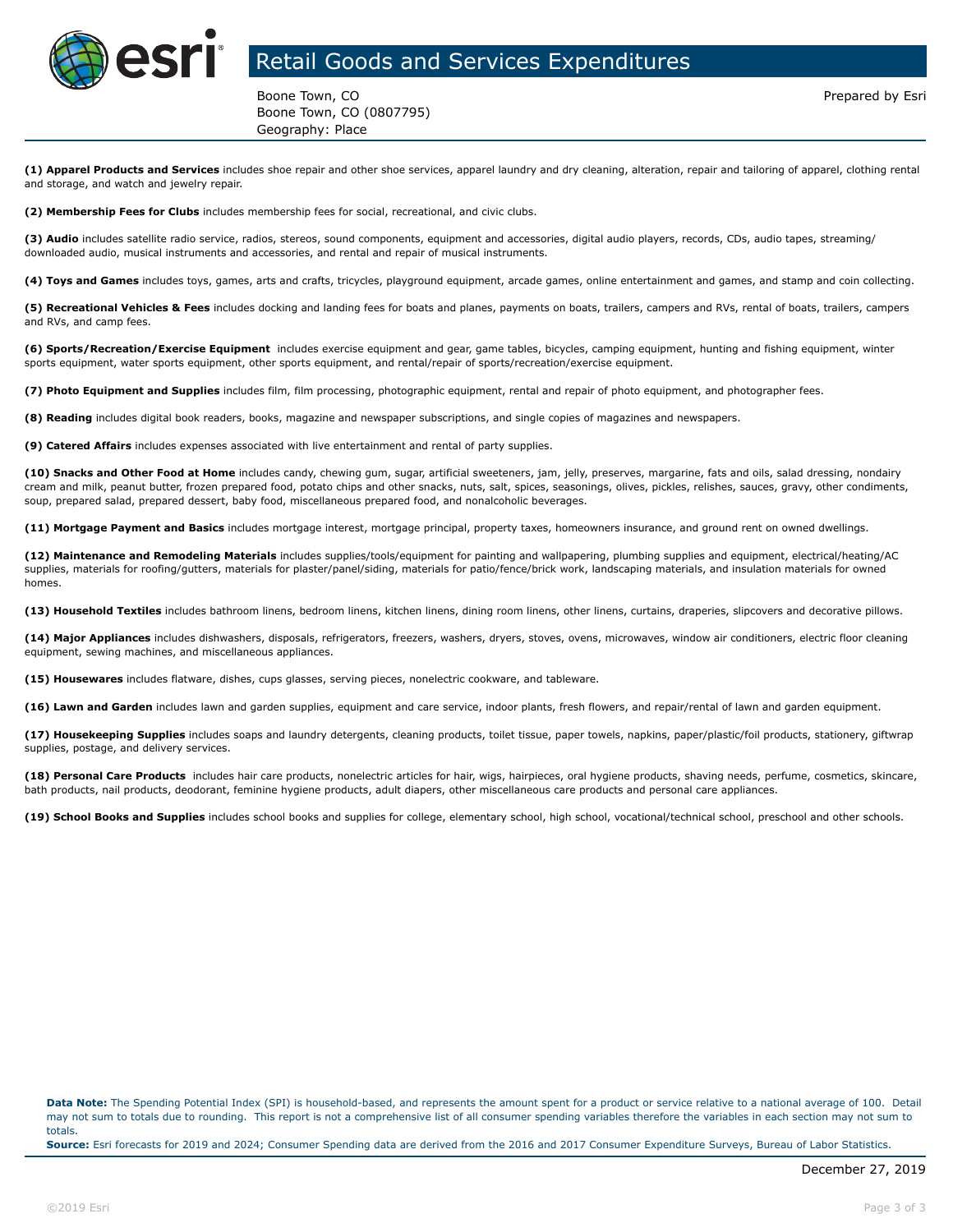# Retail Goods and Services Expenditures

Boone Town, CO
Boone Town, CO (0807795)
Geography: Place

Prepared by Esri

**(1) Apparel Products and Services** includes shoe repair and other shoe services, apparel laundry and dry cleaning, alteration, repair and tailoring of apparel, clothing rental and storage, and watch and jewelry repair.

**(2) Membership Fees for Clubs** includes membership fees for social, recreational, and civic clubs.

**(3) Audio** includes satellite radio service, radios, stereos, sound components, equipment and accessories, digital audio players, records, CDs, audio tapes, streaming/ downloaded audio, musical instruments and accessories, and rental and repair of musical instruments.

**(4) Toys and Games** includes toys, games, arts and crafts, tricycles, playground equipment, arcade games, online entertainment and games, and stamp and coin collecting.

**(5) Recreational Vehicles & Fees** includes docking and landing fees for boats and planes, payments on boats, trailers, campers and RVs, rental of boats, trailers, campers and RVs, and camp fees.

**(6) Sports/Recreation/Exercise Equipment** includes exercise equipment and gear, game tables, bicycles, camping equipment, hunting and fishing equipment, winter sports equipment, water sports equipment, other sports equipment, and rental/repair of sports/recreation/exercise equipment.

**(7) Photo Equipment and Supplies** includes film, film processing, photographic equipment, rental and repair of photo equipment, and photographer fees.

**(8) Reading** includes digital book readers, books, magazine and newspaper subscriptions, and single copies of magazines and newspapers.

**(9) Catered Affairs** includes expenses associated with live entertainment and rental of party supplies.

**(10) Snacks and Other Food at Home** includes candy, chewing gum, sugar, artificial sweeteners, jam, jelly, preserves, margarine, fats and oils, salad dressing, nondairy cream and milk, peanut butter, frozen prepared food, potato chips and other snacks, nuts, salt, spices, seasonings, olives, pickles, relishes, sauces, gravy, other condiments, soup, prepared salad, prepared dessert, baby food, miscellaneous prepared food, and nonalcoholic beverages.

**(11) Mortgage Payment and Basics** includes mortgage interest, mortgage principal, property taxes, homeowners insurance, and ground rent on owned dwellings.

**(12) Maintenance and Remodeling Materials** includes supplies/tools/equipment for painting and wallpapering, plumbing supplies and equipment, electrical/heating/AC supplies, materials for roofing/gutters, materials for plaster/panel/siding, materials for patio/fence/brick work, landscaping materials, and insulation materials for owned homes.

**(13) Household Textiles** includes bathroom linens, bedroom linens, kitchen linens, dining room linens, other linens, curtains, draperies, slipcovers and decorative pillows.

**(14) Major Appliances** includes dishwashers, disposals, refrigerators, freezers, washers, dryers, stoves, ovens, microwaves, window air conditioners, electric floor cleaning equipment, sewing machines, and miscellaneous appliances.

**(15) Housewares** includes flatware, dishes, cups glasses, serving pieces, nonelectric cookware, and tableware.

**(16) Lawn and Garden** includes lawn and garden supplies, equipment and care service, indoor plants, fresh flowers, and repair/rental of lawn and garden equipment.

**(17) Housekeeping Supplies** includes soaps and laundry detergents, cleaning products, toilet tissue, paper towels, napkins, paper/plastic/foil products, stationery, giftwrap supplies, postage, and delivery services.

**(18) Personal Care Products** includes hair care products, nonelectric articles for hair, wigs, hairpieces, oral hygiene products, shaving needs, perfume, cosmetics, skincare, bath products, nail products, deodorant, feminine hygiene products, adult diapers, other miscellaneous care products and personal care appliances.

**(19) School Books and Supplies** includes school books and supplies for college, elementary school, high school, vocational/technical school, preschool and other schools.

**Data Note:** The Spending Potential Index (SPI) is household-based, and represents the amount spent for a product or service relative to a national average of 100. Detail may not sum to totals due to rounding. This report is not a comprehensive list of all consumer spending variables therefore the variables in each section may not sum to totals.
**Source:** Esri forecasts for 2019 and 2024; Consumer Spending data are derived from the 2016 and 2017 Consumer Expenditure Surveys, Bureau of Labor Statistics.

December 27, 2019